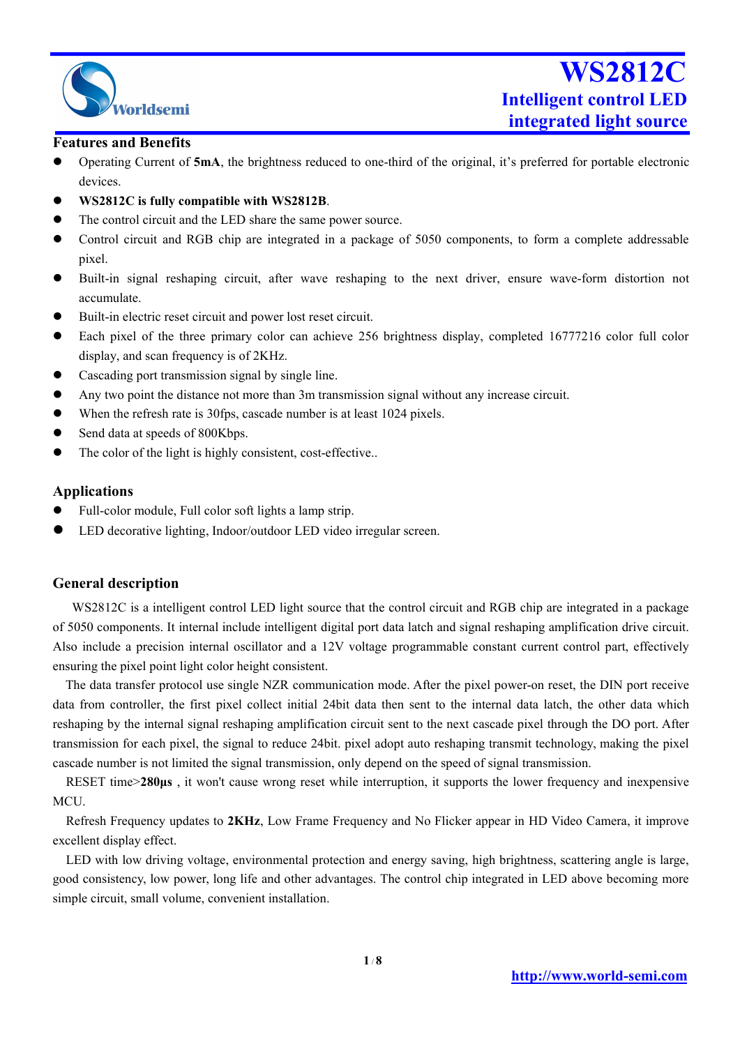# WS2812C

## Intelligent control LED integrated light source

### Features and Benefits

- Operating Current of **5mA**, the brightness reduced to one-third of the original, it's preferred for portable electronic devices.
- **WS2812C is fully compatible with WS2812B**.
- The control circuit and the LED share the same power source.
- Control circuit and RGB chip are integrated in a package of 5050 components, to form a complete addressable pixel.
- Built-in signal reshaping circuit, after wave reshaping to the next driver, ensure wave-form distortion not accumulate.
- Built-in electric reset circuit and power lost reset circuit.
- Each pixel of the three primary color can achieve 256 brightness display, completed 16777216 color full color display, and scan frequency is of 2KHz.
- Cascading port transmission signal by single line.
- Any two point the distance not more than 3m transmission signal without any increase circuit.
- When the refresh rate is 30fps, cascade number is at least 1024 pixels.
- Send data at speeds of 800Kbps.
- The color of the light is highly consistent, cost-effective..

### Applications

- Full-color module, Full color soft lights a lamp strip.
- LED decorative lighting, Indoor/outdoor LED video irregular screen.

### General description

WS2812C is a intelligent control LED light source that the control circuit and RGB chip are integrated in a package of 5050 components. It internal include intelligent digital port data latch and signal reshaping amplification drive circuit. Also include a precision internal oscillator and a 12V voltage programmable constant current control part, effectively ensuring the pixel point light color height consistent.

The data transfer protocol use single NZR communication mode. After the pixel power-on reset, the DIN port receive data from controller, the first pixel collect initial 24bit data then sent to the internal data latch, the other data which reshaping by the internal signal reshaping amplification circuit sent to the next cascade pixel through the DO port. After transmission for each pixel, the signal to reduce 24bit. pixel adopt auto reshaping transmit technology, making the pixel cascade number is not limited the signal transmission, only depend on the speed of signal transmission.

RESET time>**280μs** , it won't cause wrong reset while interruption, it supports the lower frequency and inexpensive MCU.

Refresh Frequency updates to **2KHz**, Low Frame Frequency and No Flicker appear in HD Video Camera, it improve excellent display effect.

LED with low driving voltage, environmental protection and energy saving, high brightness, scattering angle is large, good consistency, low power, long life and other advantages. The control chip integrated in LED above becoming more simple circuit, small volume, convenient installation.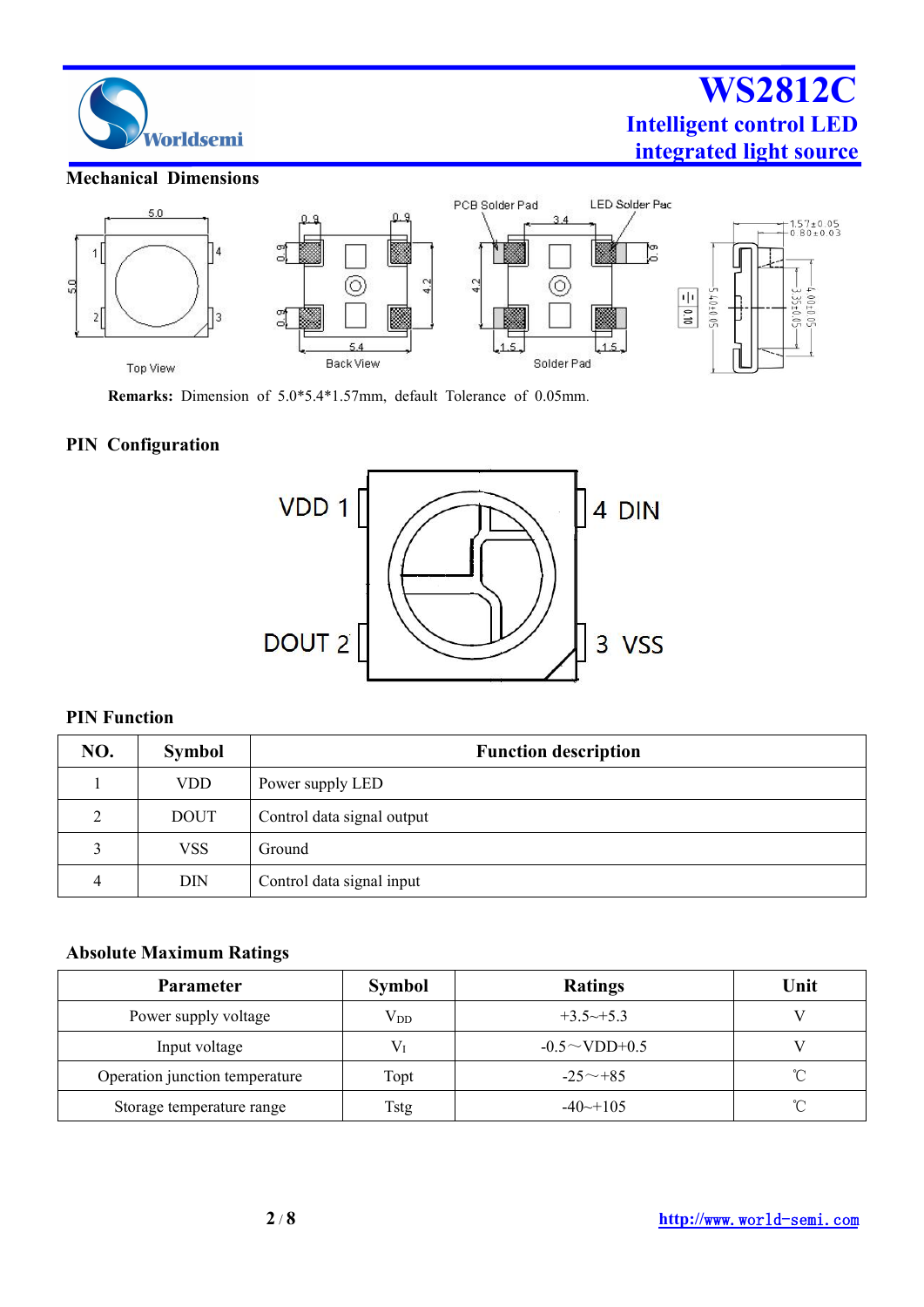## Mechanical Dimensions

Top View

Back View

PCB Solder Pad

LED Solder Pac

Solder Pad

**Remarks:** Dimension of 5.0*5.4*1.57mm, default Tolerance of 0.05mm.

## PIN Configuration

VDD 1

DOUT 2

4 DIN

3 VSS

## PIN Function

| NO. | Symbol | Function description |
|---|---|---|
| 1 | VDD | Power supply LED |
| 2 | DOUT | Control data signal output |
| 3 | VSS | Ground |
| 4 | DIN | Control data signal input |

## Absolute Maximum Ratings

| Parameter | Symbol | Ratings | Unit |
|---|---|---|---|
| Power supply voltage | $V_{DD}$ | +3.5~+5.3 | V |
| Input voltage | $V_I$ | -0.5～VDD+0.5 | V |
| Operation junction temperature | Topt | -25～+85 | ℃ |
| Storage temperature range | Tstg | -40~+105 | ℃ |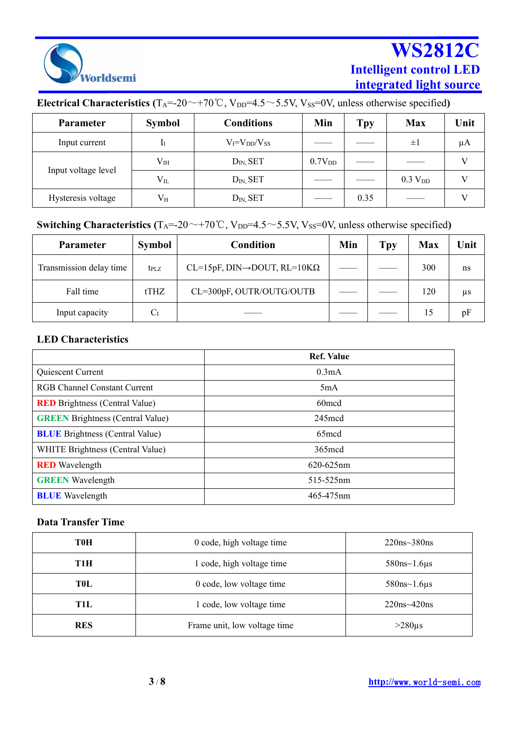**Electrical Characteristics** ($T_A$=-20～+70℃, $V_{DD}$=4.5～5.5V, $V_{SS}$=0V, unless otherwise specified)

| Parameter | Symbol | Conditions | Min | Tpy | Max | Unit |
|---|---|---|---|---|---|---|
| Input current | $I_I$ | $V_I$=$V_{DD}$/$V_{SS}$ | —— | —— | ±1 | μA |
| Input voltage level | $V_{IH}$ | $D_{IN}$, SET | 0.7$V_{DD}$ | —— | —— | V |
| | $V_{IL}$ | $D_{IN}$, SET | —— | —— | 0.3 $V_{DD}$ | V |
| Hysteresis voltage | $V_H$ | $D_{IN}$, SET | —— | 0.35 | —— | V |

**Switching Characteristics** ($T_A$=-20～+70℃, $V_{DD}$=4.5～5.5V, $V_{SS}$=0V, unless otherwise specified)

| Parameter | Symbol | Condition | Min | Tpy | Max | Unit |
|---|---|---|---|---|---|---|
| Transmission delay time | $t_{PLZ}$ | CL=15pF, DIN→DOUT, RL=10KΩ | —— | —— | 300 | ns |
| Fall time | tTHZ | CL=300pF, OUTR/OUTG/OUTB | —— | —— | 120 | μs |
| Input capacity | $C_I$ | —— | —— | —— | 15 | pF |

**LED Characteristics**

| | Ref. Value |
|---|---|
| Quiescent Current | 0.3mA |
| RGB Channel Constant Current | 5mA |
| **RED** Brightness (Central Value) | 60mcd |
| **GREEN** Brightness (Central Value) | 245mcd |
| **BLUE** Brightness (Central Value) | 65mcd |
| WHITE Brightness (Central Value) | 365mcd |
| **RED** Wavelength | 620-625nm |
| **GREEN** Wavelength | 515-525nm |
| **BLUE** Wavelength | 465-475nm |

**Data Transfer Time**

| | | |
|---|---|---|
| **T0H** | 0 code, high voltage time | 220ns~380ns |
| **T1H** | 1 code, high voltage time | 580ns~1.6μs |
| **T0L** | 0 code, low voltage time | 580ns~1.6μs |
| **T1L** | 1 code, low voltage time | 220ns~420ns |
| **RES** | Frame unit, low voltage time | >280μs |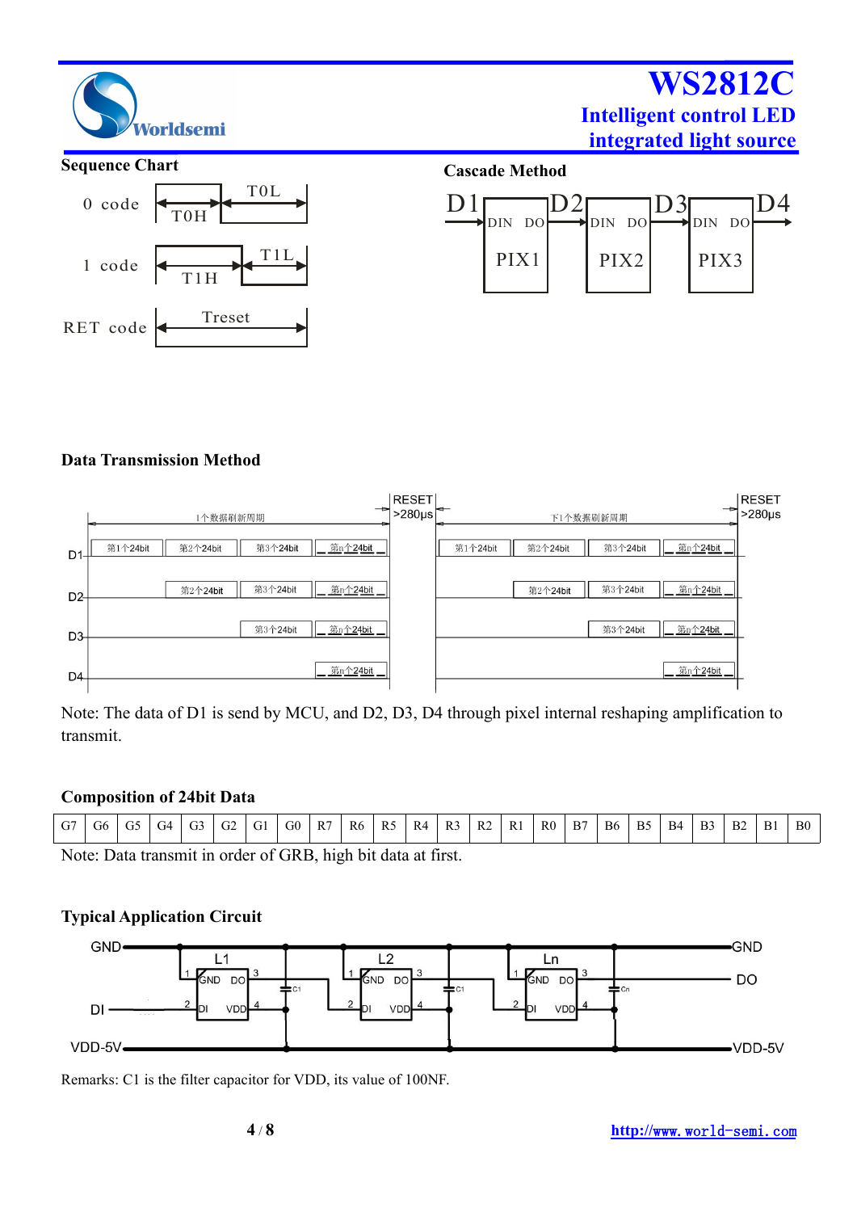## Sequence Chart

0 code

T0H

T0L

1 code

T1H

T1L

RET code

Treset

## Cascade Method

D1 D2 D3 D4

DIN DO

PIX1

DIN DO

PIX2

DIN DO

PIX3

## Data Transmission Method

1个数据刷新周期

RESET >280μs

下1个数据刷新周期

RESET >280μs

D1

第1个24bit 第2个24bit 第3个24bit 第n个24bit

D2

第2个24bit 第3个24bit 第n个24bit

D3

第3个24bit 第n个24bit

D4

第n个24bit

Note: The data of D1 is send by MCU, and D2, D3, D4 through pixel internal reshaping amplification to transmit.

## Composition of 24bit Data

| | | | | | | | | | | | | | | | | | | | | | | | |
|---|---|---|---|---|---|---|---|---|---|---|---|---|---|---|---|---|---|---|---|---|---|---|---|
| G7 | G6 | G5 | G4 | G3 | G2 | G1 | G0 | R7 | R6 | R5 | R4 | R3 | R2 | R1 | R0 | B7 | B6 | B5 | B4 | B3 | B2 | B1 | B0 |

Note: Data transmit in order of GRB, high bit data at first.

## Typical Application Circuit

GND

DI

VDD-5V

L1 L2 Ln

GND DO DI VDD

C1 C1 Cn

GND

DO

VDD-5V

Remarks: C1 is the filter capacitor for VDD, its value of 100NF.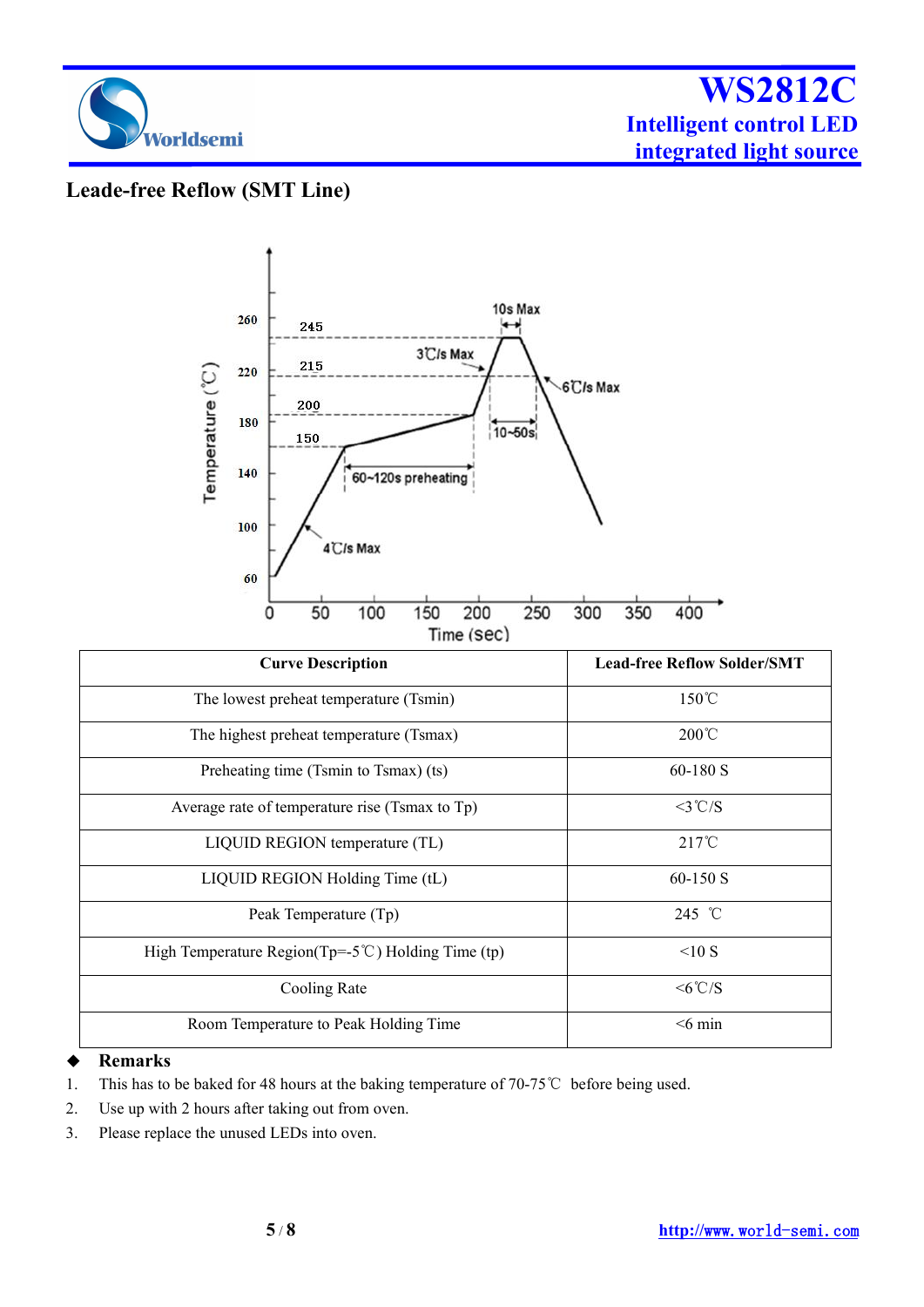## Leade-free Reflow (SMT Line)

Temperature (℃)

260
220
180
140
100
60

245
215
200
150

10s Max
3℃/s Max
6℃/s Max
10~50s
60~120s preheating
4℃/s Max

0 50 100 150 200 250 300 350 400

Time (sec)

| Curve Description | Lead-free Reflow Solder/SMT |
|---|---|
| The lowest preheat temperature (Tsmin) | 150℃ |
| The highest preheat temperature (Tsmax) | 200℃ |
| Preheating time (Tsmin to Tsmax) (ts) | 60-180 S |
| Average rate of temperature rise (Tsmax to Tp) | <3℃/S |
| LIQUID REGION temperature (TL) | 217℃ |
| LIQUID REGION Holding Time (tL) | 60-150 S |
| Peak Temperature (Tp) | 245 ℃ |
| High Temperature Region(Tp=-5℃) Holding Time (tp) | <10 S |
| Cooling Rate | <6℃/S |
| Room Temperature to Peak Holding Time | <6 min |

◆ **Remarks**

1. This has to be baked for 48 hours at the baking temperature of 70-75℃ before being used.
2. Use up with 2 hours after taking out from oven.
3. Please replace the unused LEDs into oven.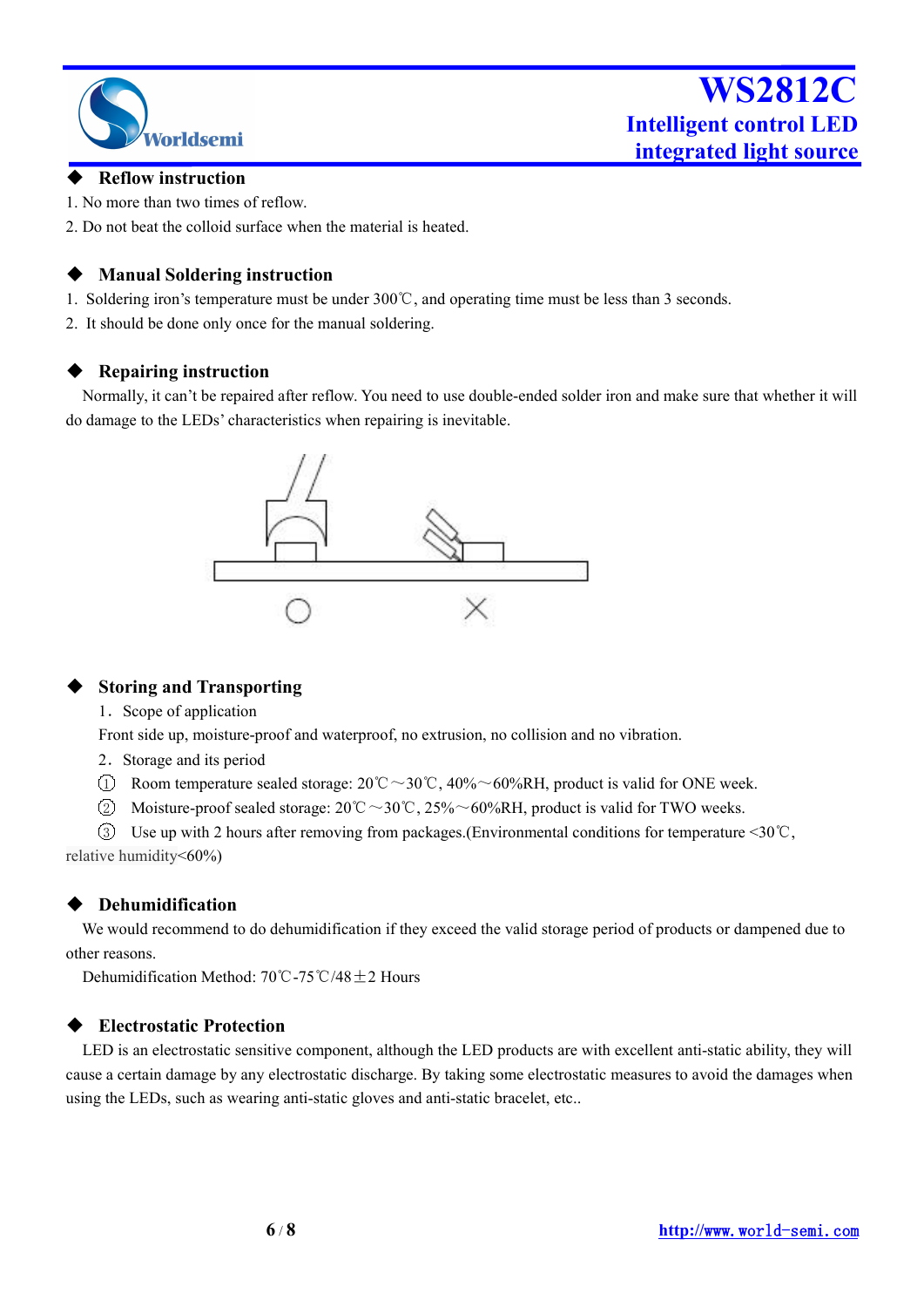## ◆ Reflow instruction

1. No more than two times of reflow.
2. Do not beat the colloid surface when the material is heated.

## ◆ Manual Soldering instruction

1. Soldering iron's temperature must be under 300℃, and operating time must be less than 3 seconds.
2. It should be done only once for the manual soldering.

## ◆ Repairing instruction

Normally, it can't be repaired after reflow. You need to use double-ended solder iron and make sure that whether it will do damage to the LEDs' characteristics when repairing is inevitable.

○ ×

## ◆ Storing and Transporting

1. Scope of application

Front side up, moisture-proof and waterproof, no extrusion, no collision and no vibration.

2. Storage and its period

① Room temperature sealed storage: 20℃～30℃, 40%～60%RH, product is valid for ONE week.

② Moisture-proof sealed storage: 20℃～30℃, 25%～60%RH, product is valid for TWO weeks.

③ Use up with 2 hours after removing from packages.(Environmental conditions for temperature <30℃, relative humidity<60%)

## ◆ Dehumidification

We would recommend to do dehumidification if they exceed the valid storage period of products or dampened due to other reasons.

Dehumidification Method: 70℃-75℃/48±2 Hours

## ◆ Electrostatic Protection

LED is an electrostatic sensitive component, although the LED products are with excellent anti-static ability, they will cause a certain damage by any electrostatic discharge. By taking some electrostatic measures to avoid the damages when using the LEDs, such as wearing anti-static gloves and anti-static bracelet, etc..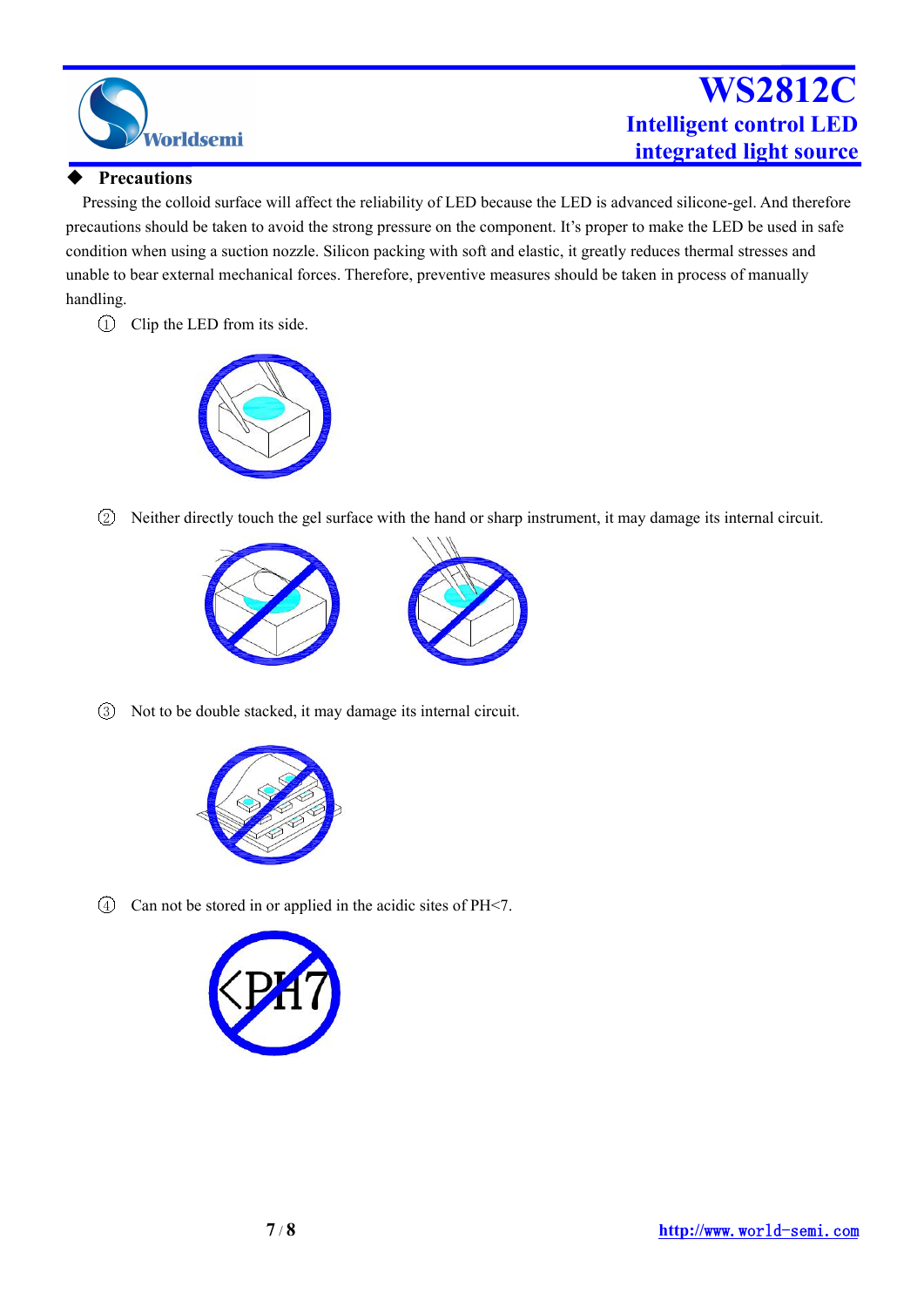## ◆ Precautions

Pressing the colloid surface will affect the reliability of LED because the LED is advanced silicone-gel. And therefore precautions should be taken to avoid the strong pressure on the component. It's proper to make the LED be used in safe condition when using a suction nozzle. Silicon packing with soft and elastic, it greatly reduces thermal stresses and unable to bear external mechanical forces. Therefore, preventive measures should be taken in process of manually handling.

① Clip the LED from its side.

② Neither directly touch the gel surface with the hand or sharp instrument, it may damage its internal circuit.

③ Not to be double stacked, it may damage its internal circuit.

④ Can not be stored in or applied in the acidic sites of PH<7.

<PH7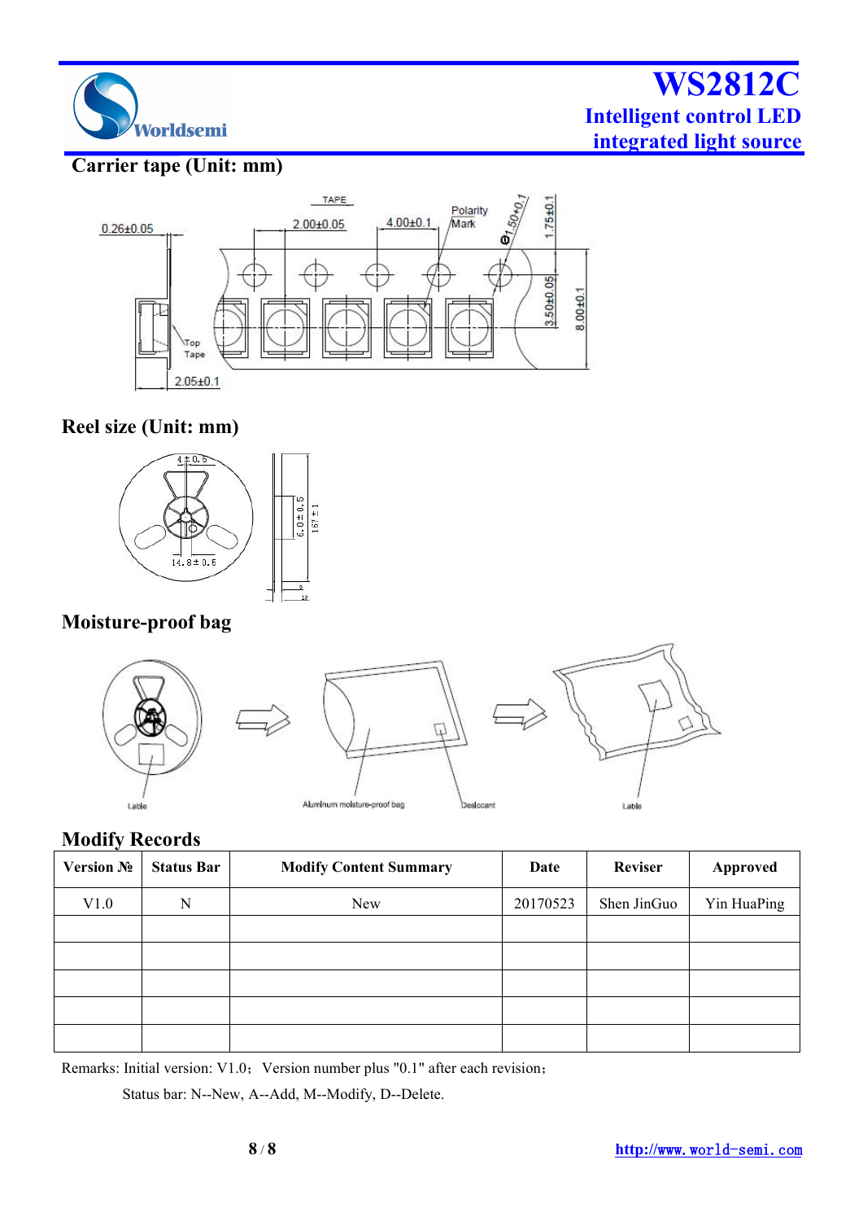## Carrier tape (Unit: mm)

TAPE

0.26±0.05

2.00±0.05

4.00±0.1

Polarity Mark

Ø1.50+0.1

1.75±0.1

3.50±0.05

8.00±0.1

Top Tape

2.05±0.1

## Reel size (Unit: mm)

4±0.5

14.8±0.5

6.0±0.5

187±1

9

12

## Moisture-proof bag

Lable

Aluminum moisture-proof bag

Desiccant

Lable

## Modify Records

| Version № | Status Bar | Modify Content Summary | Date | Reviser | Approved |
|---|---|---|---|---|---|
| V1.0 | N | New | 20170523 | Shen JinGuo | Yin HuaPing |
| | | | | | |
| | | | | | |
| | | | | | |
| | | | | | |
| | | | | | |

Remarks: Initial version: V1.0； Version number plus "0.1" after each revision；

Status bar: N--New, A--Add, M--Modify, D--Delete.